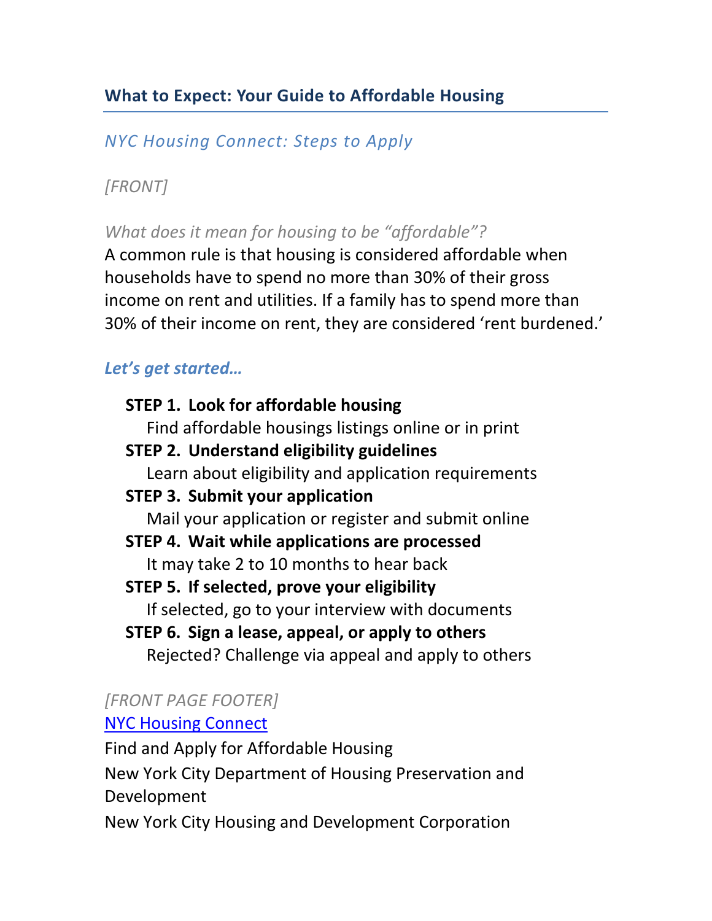## What to Expect: Your Guide to Affordable Housing

*NYC Housing Connect: Steps to Apply*

*[FRONT]*

*What does it mean for housing to be "affordable"?*

A common rule is that housing is considered affordable when households have to spend no more than 30% of their gross income on rent and utilities. If a family has to spend more than 30% of their income on rent, they are considered 'rent burdened.'

***Let's get started…***

**STEP 1. Look for affordable housing**
Find affordable housings listings online or in print

**STEP 2. Understand eligibility guidelines**
Learn about eligibility and application requirements

**STEP 3. Submit your application**
Mail your application or register and submit online

**STEP 4. Wait while applications are processed**
It may take 2 to 10 months to hear back

**STEP 5. If selected, prove your eligibility**
If selected, go to your interview with documents

**STEP 6. Sign a lease, appeal, or apply to others**
Rejected? Challenge via appeal and apply to others

*[FRONT PAGE FOOTER]*

NYC Housing Connect

Find and Apply for Affordable Housing

New York City Department of Housing Preservation and Development

New York City Housing and Development Corporation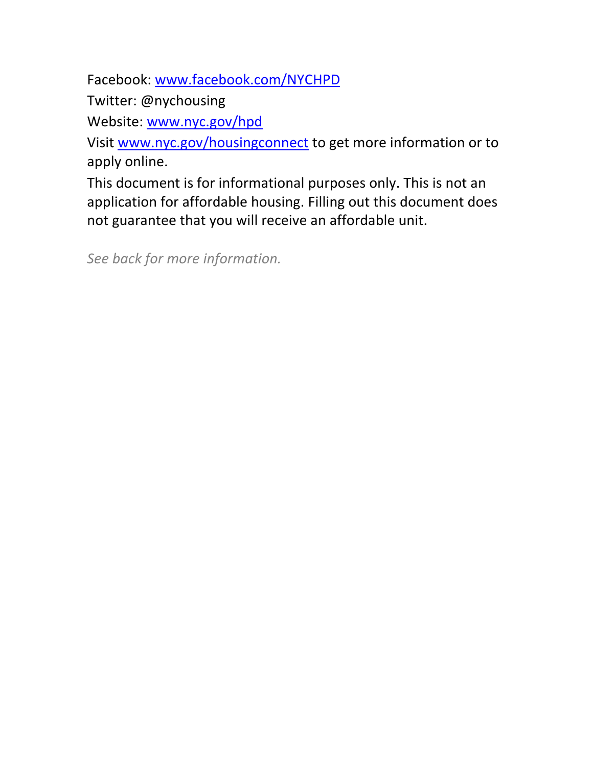Facebook: [www.facebook.com/NYCHPD](www.facebook.com/NYCHPD)

Twitter: @nychousing

Website: [www.nyc.gov/hpd](www.nyc.gov/hpd)

Visit [www.nyc.gov/housingconnect](www.nyc.gov/housingconnect) to get more information or to apply online.

This document is for informational purposes only. This is not an application for affordable housing. Filling out this document does not guarantee that you will receive an affordable unit.

*See back for more information.*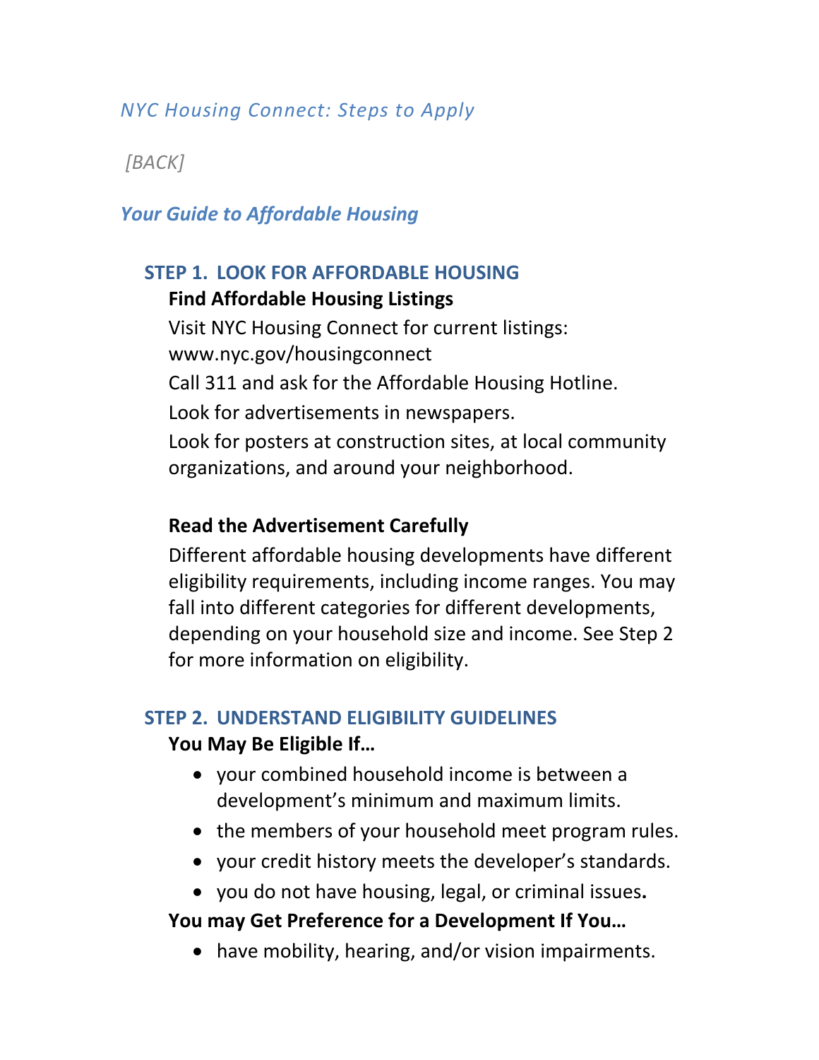*NYC Housing Connect: Steps to Apply*

*[BACK]*

***Your Guide to Affordable Housing***

## STEP 1. LOOK FOR AFFORDABLE HOUSING

**Find Affordable Housing Listings**

Visit NYC Housing Connect for current listings: www.nyc.gov/housingconnect

Call 311 and ask for the Affordable Housing Hotline.

Look for advertisements in newspapers.

Look for posters at construction sites, at local community organizations, and around your neighborhood.

**Read the Advertisement Carefully**

Different affordable housing developments have different eligibility requirements, including income ranges. You may fall into different categories for different developments, depending on your household size and income. See Step 2 for more information on eligibility.

## STEP 2. UNDERSTAND ELIGIBILITY GUIDELINES

**You May Be Eligible If…**

- your combined household income is between a development's minimum and maximum limits.
- the members of your household meet program rules.
- your credit history meets the developer's standards.
- you do not have housing, legal, or criminal issues**.**

**You may Get Preference for a Development If You…**

- have mobility, hearing, and/or vision impairments.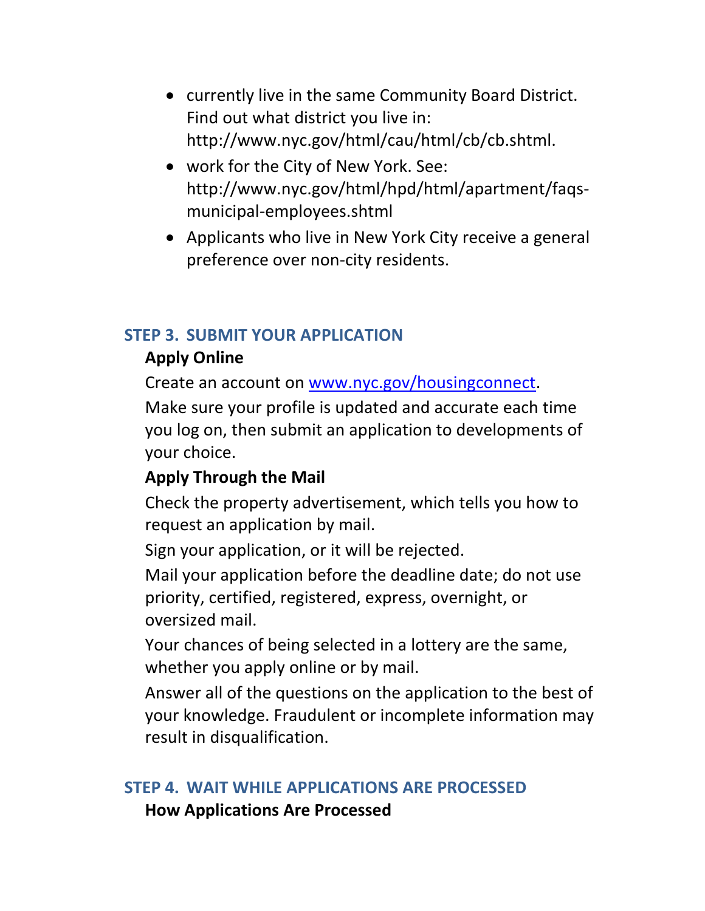- currently live in the same Community Board District. Find out what district you live in: http://www.nyc.gov/html/cau/html/cb/cb.shtml.
- work for the City of New York. See: http://www.nyc.gov/html/hpd/html/apartment/faqs-municipal-employees.shtml
- Applicants who live in New York City receive a general preference over non-city residents.

## STEP 3. SUBMIT YOUR APPLICATION

**Apply Online**

Create an account on [www.nyc.gov/housingconnect](http://www.nyc.gov/housingconnect).

Make sure your profile is updated and accurate each time you log on, then submit an application to developments of your choice.

**Apply Through the Mail**

Check the property advertisement, which tells you how to request an application by mail.

Sign your application, or it will be rejected.

Mail your application before the deadline date; do not use priority, certified, registered, express, overnight, or oversized mail.

Your chances of being selected in a lottery are the same, whether you apply online or by mail.

Answer all of the questions on the application to the best of your knowledge. Fraudulent or incomplete information may result in disqualification.

## STEP 4. WAIT WHILE APPLICATIONS ARE PROCESSED

**How Applications Are Processed**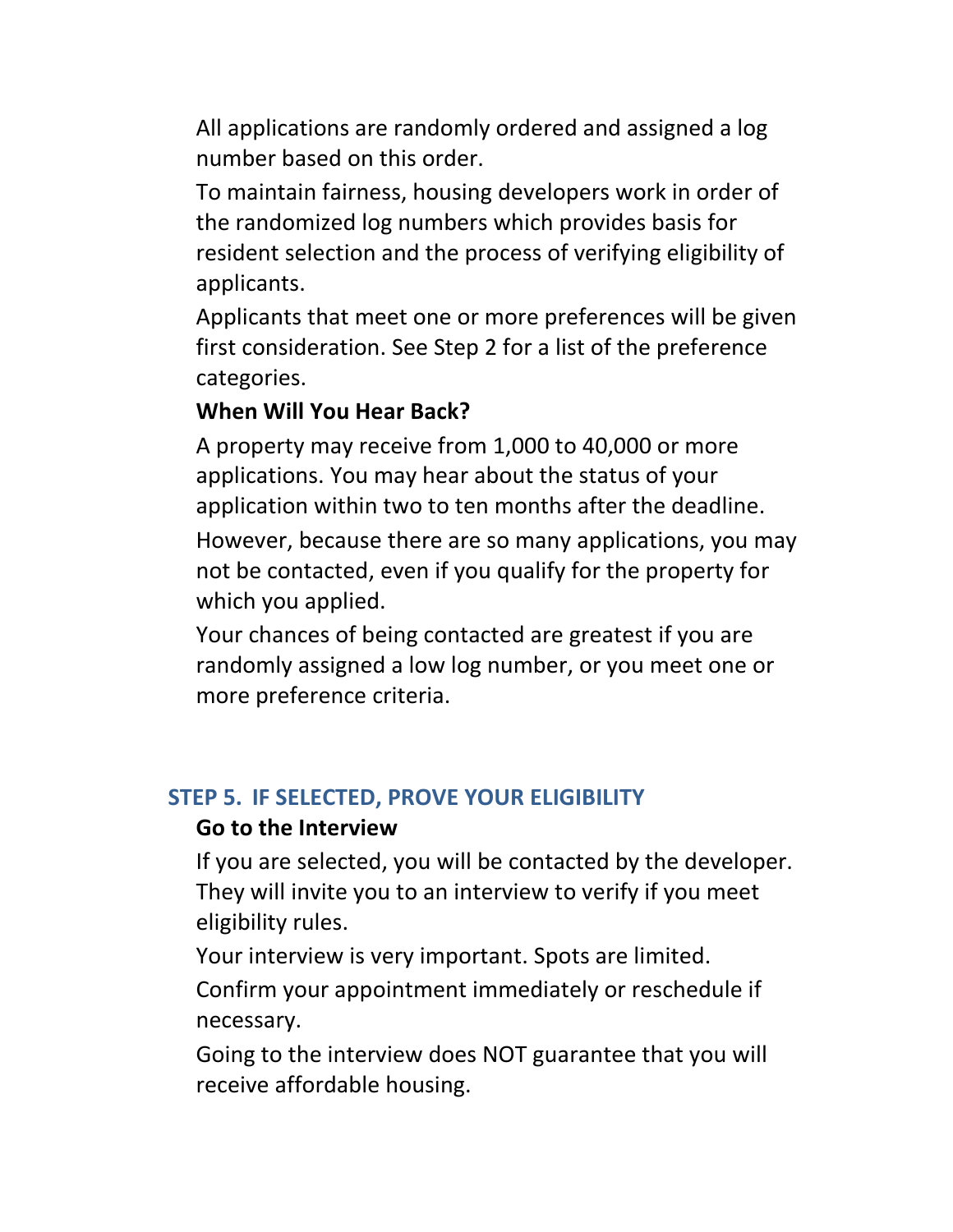All applications are randomly ordered and assigned a log number based on this order.

To maintain fairness, housing developers work in order of the randomized log numbers which provides basis for resident selection and the process of verifying eligibility of applicants.

Applicants that meet one or more preferences will be given first consideration. See Step 2 for a list of the preference categories.

**When Will You Hear Back?**

A property may receive from 1,000 to 40,000 or more applications. You may hear about the status of your application within two to ten months after the deadline.

However, because there are so many applications, you may not be contacted, even if you qualify for the property for which you applied.

Your chances of being contacted are greatest if you are randomly assigned a low log number, or you meet one or more preference criteria.

## STEP 5. IF SELECTED, PROVE YOUR ELIGIBILITY

**Go to the Interview**

If you are selected, you will be contacted by the developer. They will invite you to an interview to verify if you meet eligibility rules.

Your interview is very important. Spots are limited.

Confirm your appointment immediately or reschedule if necessary.

Going to the interview does NOT guarantee that you will receive affordable housing.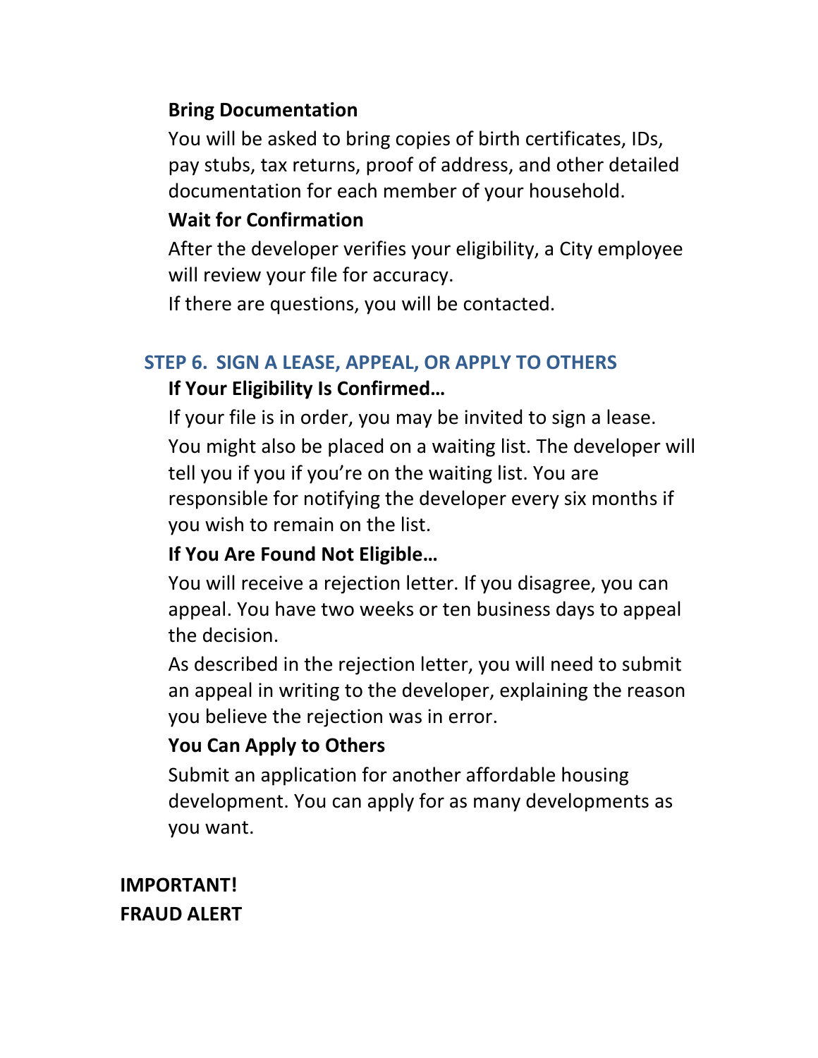**Bring Documentation**

You will be asked to bring copies of birth certificates, IDs, pay stubs, tax returns, proof of address, and other detailed documentation for each member of your household.

**Wait for Confirmation**

After the developer verifies your eligibility, a City employee will review your file for accuracy.

If there are questions, you will be contacted.

## STEP 6. SIGN A LEASE, APPEAL, OR APPLY TO OTHERS

**If Your Eligibility Is Confirmed…**

If your file is in order, you may be invited to sign a lease.

You might also be placed on a waiting list. The developer will tell you if you if you're on the waiting list. You are responsible for notifying the developer every six months if you wish to remain on the list.

**If You Are Found Not Eligible…**

You will receive a rejection letter. If you disagree, you can appeal. You have two weeks or ten business days to appeal the decision.

As described in the rejection letter, you will need to submit an appeal in writing to the developer, explaining the reason you believe the rejection was in error.

**You Can Apply to Others**

Submit an application for another affordable housing development. You can apply for as many developments as you want.

**IMPORTANT!**
**FRAUD ALERT**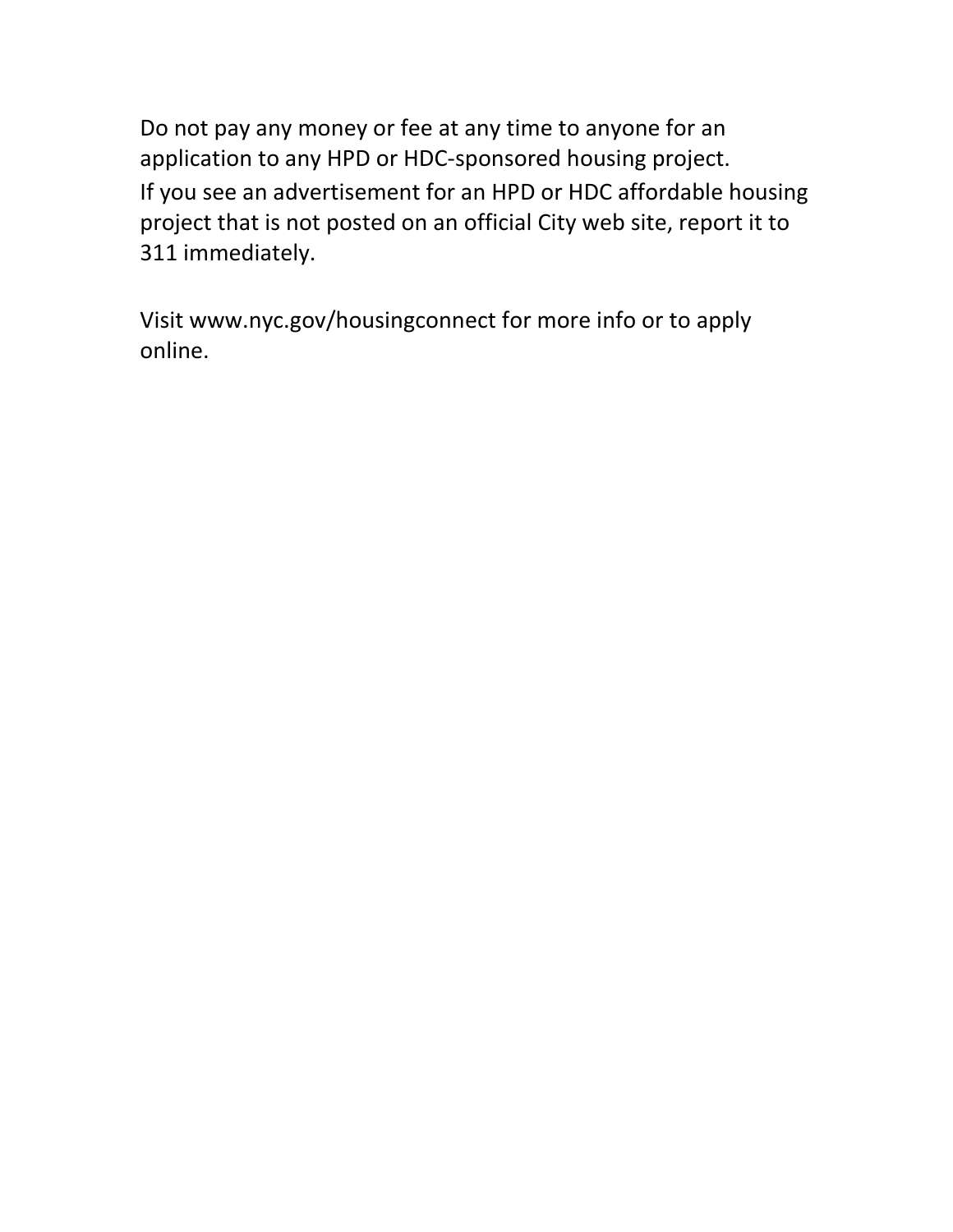Do not pay any money or fee at any time to anyone for an application to any HPD or HDC-sponsored housing project.
If you see an advertisement for an HPD or HDC affordable housing project that is not posted on an official City web site, report it to 311 immediately.

Visit www.nyc.gov/housingconnect for more info or to apply online.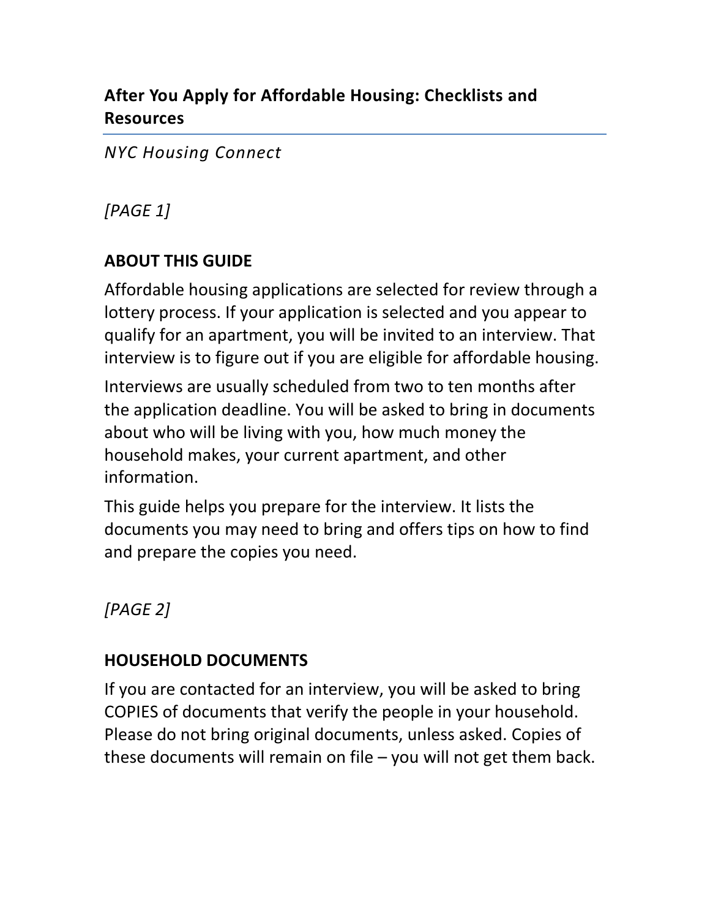## After You Apply for Affordable Housing: Checklists and Resources

*NYC Housing Connect*

*[PAGE 1]*

### ABOUT THIS GUIDE

Affordable housing applications are selected for review through a lottery process. If your application is selected and you appear to qualify for an apartment, you will be invited to an interview. That interview is to figure out if you are eligible for affordable housing.

Interviews are usually scheduled from two to ten months after the application deadline. You will be asked to bring in documents about who will be living with you, how much money the household makes, your current apartment, and other information.

This guide helps you prepare for the interview. It lists the documents you may need to bring and offers tips on how to find and prepare the copies you need.

*[PAGE 2]*

### HOUSEHOLD DOCUMENTS

If you are contacted for an interview, you will be asked to bring COPIES of documents that verify the people in your household. Please do not bring original documents, unless asked. Copies of these documents will remain on file – you will not get them back.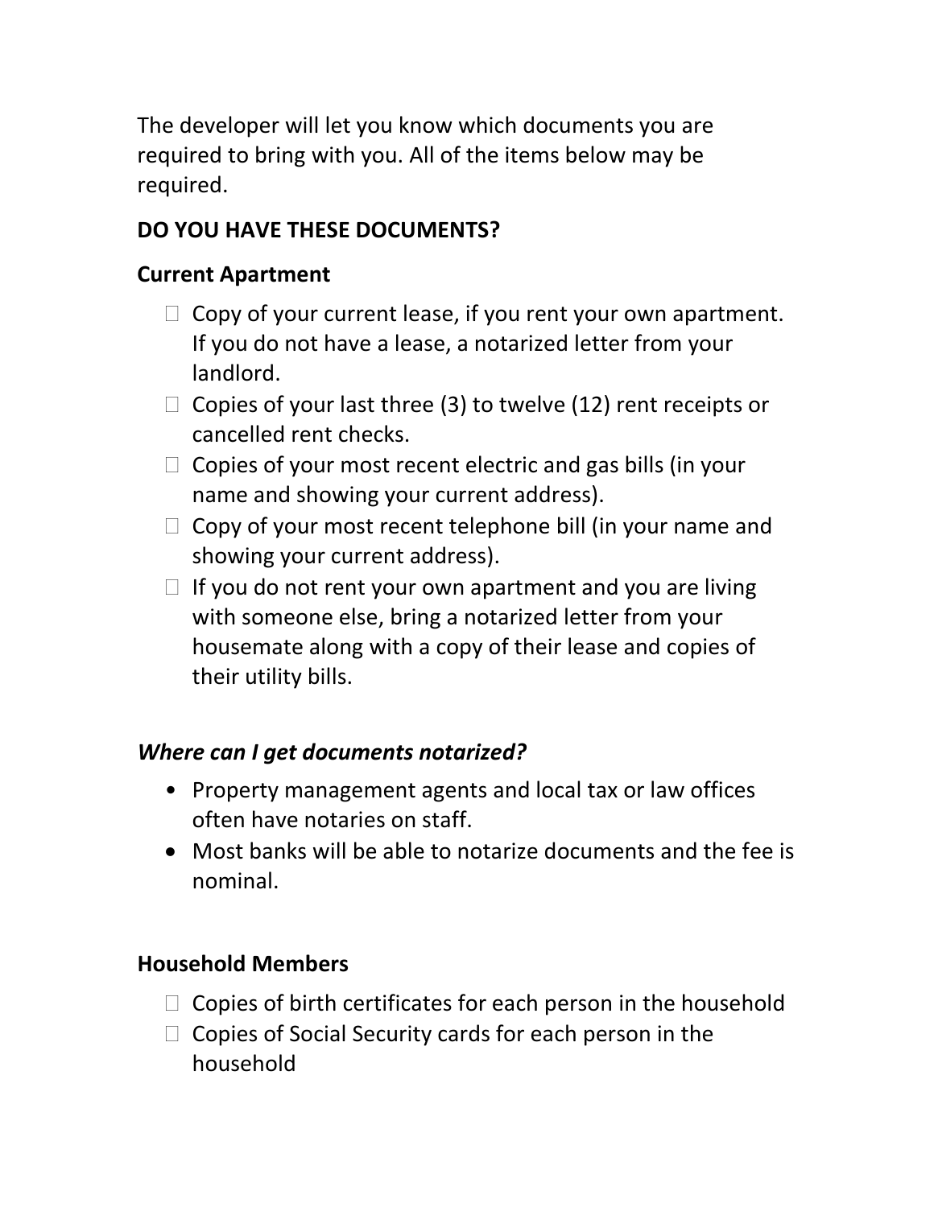The developer will let you know which documents you are required to bring with you. All of the items below may be required.

**DO YOU HAVE THESE DOCUMENTS?**

**Current Apartment**

- Copy of your current lease, if you rent your own apartment. If you do not have a lease, a notarized letter from your landlord.
- Copies of your last three (3) to twelve (12) rent receipts or cancelled rent checks.
- Copies of your most recent electric and gas bills (in your name and showing your current address).
- Copy of your most recent telephone bill (in your name and showing your current address).
- If you do not rent your own apartment and you are living with someone else, bring a notarized letter from your housemate along with a copy of their lease and copies of their utility bills.

***Where can I get documents notarized?***

- Property management agents and local tax or law offices often have notaries on staff.
- Most banks will be able to notarize documents and the fee is nominal.

**Household Members**

- Copies of birth certificates for each person in the household
- Copies of Social Security cards for each person in the household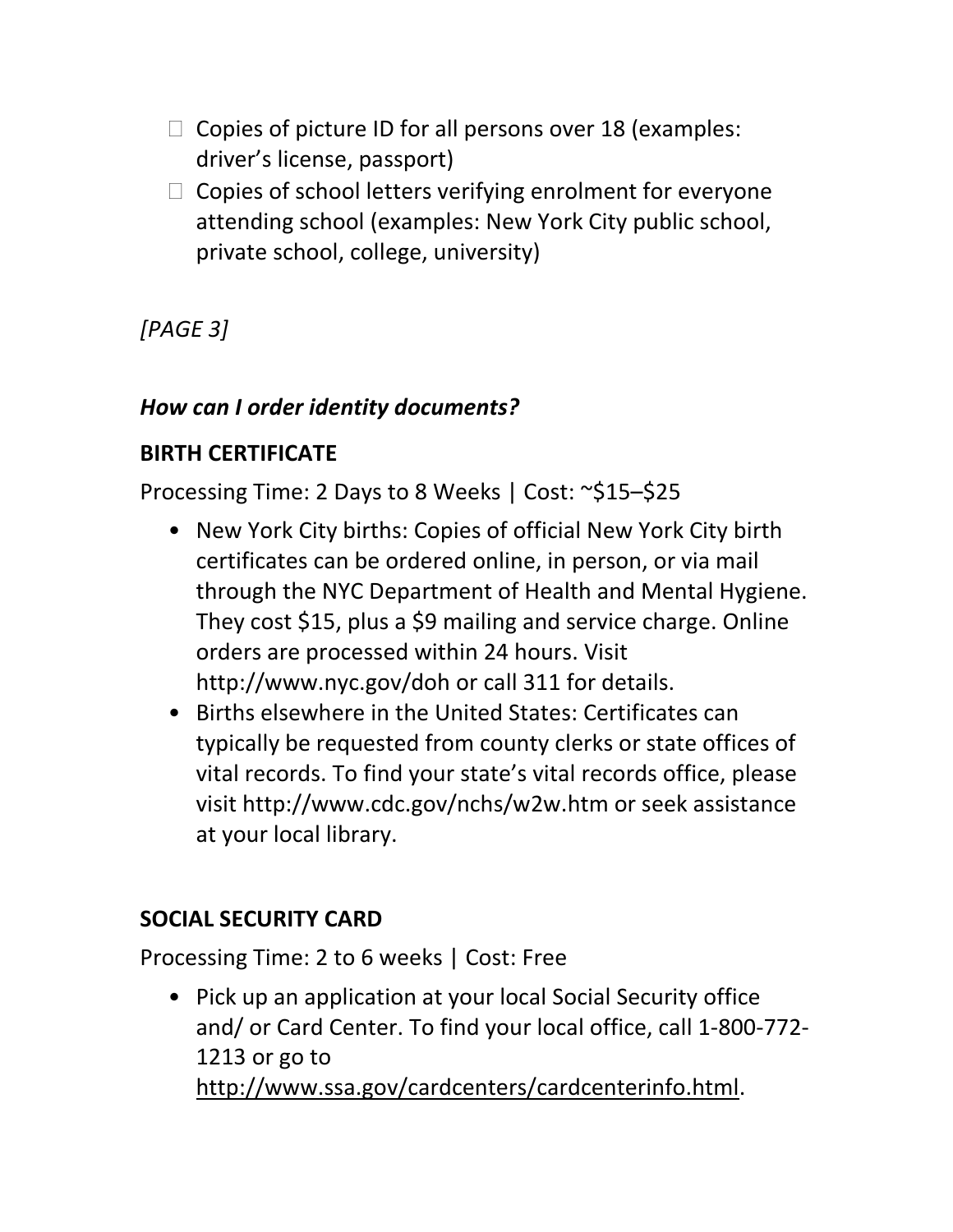- ☐ Copies of picture ID for all persons over 18 (examples: driver's license, passport)
- ☐ Copies of school letters verifying enrolment for everyone attending school (examples: New York City public school, private school, college, university)

*[PAGE 3]*

### ***How can I order identity documents?***

**BIRTH CERTIFICATE**

Processing Time: 2 Days to 8 Weeks | Cost: ~$15–$25

- New York City births: Copies of official New York City birth certificates can be ordered online, in person, or via mail through the NYC Department of Health and Mental Hygiene. They cost $15, plus a $9 mailing and service charge. Online orders are processed within 24 hours. Visit http://www.nyc.gov/doh or call 311 for details.
- Births elsewhere in the United States: Certificates can typically be requested from county clerks or state offices of vital records. To find your state's vital records office, please visit http://www.cdc.gov/nchs/w2w.htm or seek assistance at your local library.

**SOCIAL SECURITY CARD**

Processing Time: 2 to 6 weeks | Cost: Free

- Pick up an application at your local Social Security office and/ or Card Center. To find your local office, call 1-800-772-1213 or go to http://www.ssa.gov/cardcenters/cardcenterinfo.html.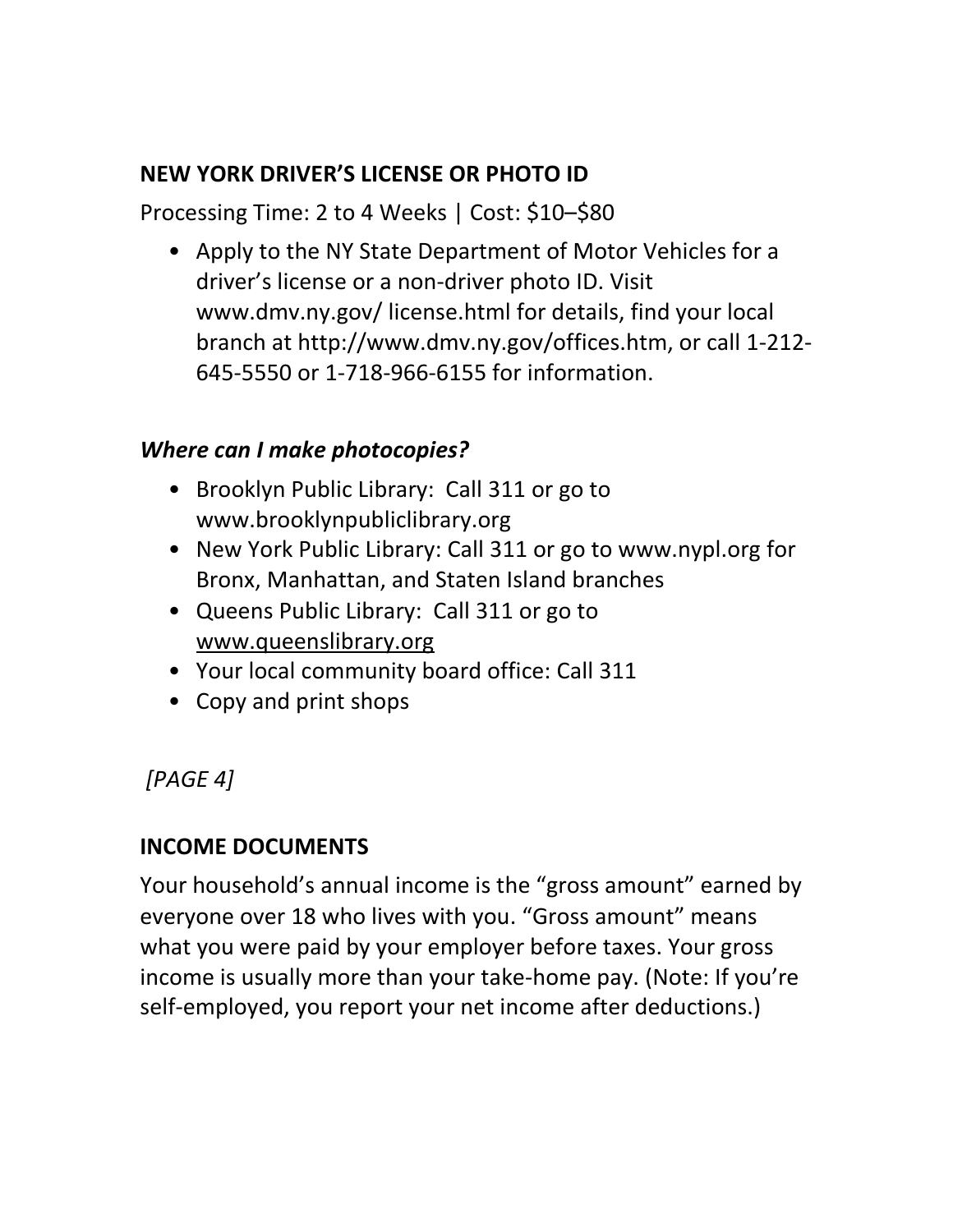## NEW YORK DRIVER'S LICENSE OR PHOTO ID

Processing Time: 2 to 4 Weeks | Cost: $10–$80

- Apply to the NY State Department of Motor Vehicles for a driver's license or a non-driver photo ID. Visit www.dmv.ny.gov/ license.html for details, find your local branch at http://www.dmv.ny.gov/offices.htm, or call 1-212-645-5550 or 1-718-966-6155 for information.

### *Where can I make photocopies?*

- Brooklyn Public Library: Call 311 or go to www.brooklynpubliclibrary.org
- New York Public Library: Call 311 or go to www.nypl.org for Bronx, Manhattan, and Staten Island branches
- Queens Public Library: Call 311 or go to www.queenslibrary.org
- Your local community board office: Call 311
- Copy and print shops

*[PAGE 4]*

## INCOME DOCUMENTS

Your household's annual income is the "gross amount" earned by everyone over 18 who lives with you. "Gross amount" means what you were paid by your employer before taxes. Your gross income is usually more than your take-home pay. (Note: If you're self-employed, you report your net income after deductions.)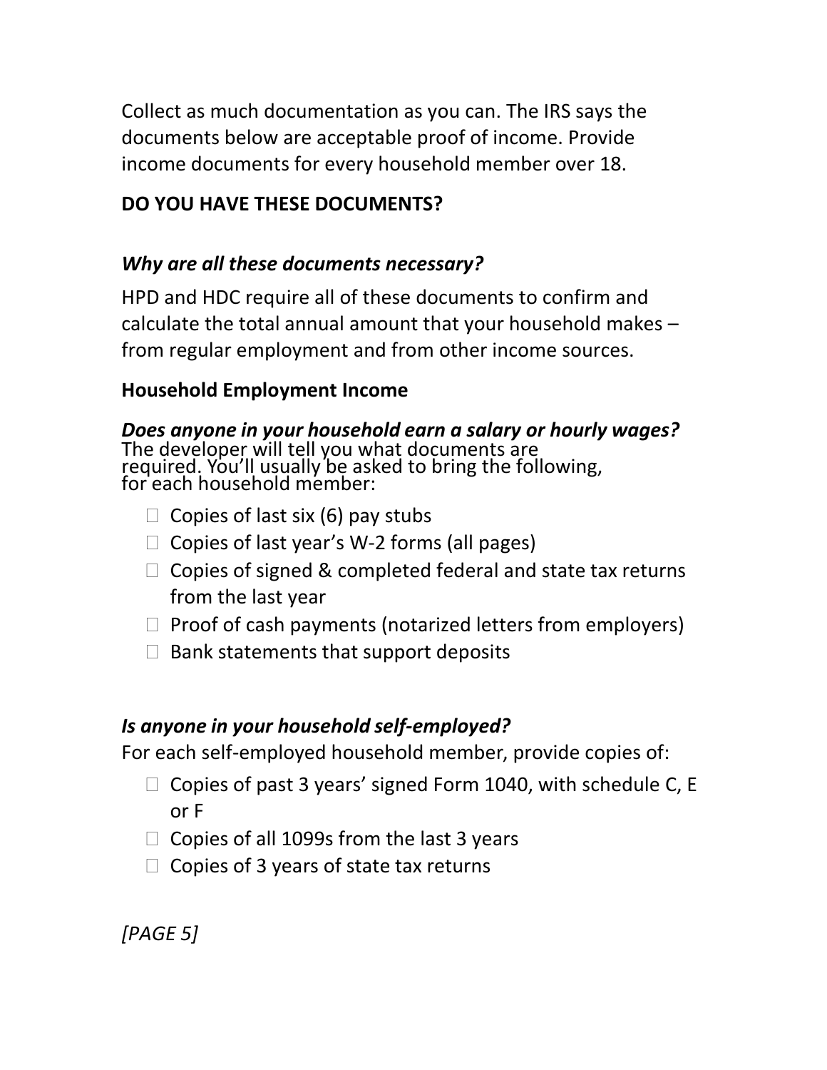Collect as much documentation as you can. The IRS says the documents below are acceptable proof of income. Provide income documents for every household member over 18.

**DO YOU HAVE THESE DOCUMENTS?**

### *Why are all these documents necessary?*

HPD and HDC require all of these documents to confirm and calculate the total annual amount that your household makes – from regular employment and from other income sources.

### Household Employment Income

***Does anyone in your household earn a salary or hourly wages?***
The developer will tell you what documents are required. You'll usually be asked to bring the following, for each household member:

- ☐ Copies of last six (6) pay stubs
- ☐ Copies of last year's W-2 forms (all pages)
- ☐ Copies of signed & completed federal and state tax returns from the last year
- ☐ Proof of cash payments (notarized letters from employers)
- ☐ Bank statements that support deposits

### *Is anyone in your household self-employed?*

For each self-employed household member, provide copies of:

- ☐ Copies of past 3 years' signed Form 1040, with schedule C, E or F
- ☐ Copies of all 1099s from the last 3 years
- ☐ Copies of 3 years of state tax returns

*[PAGE 5]*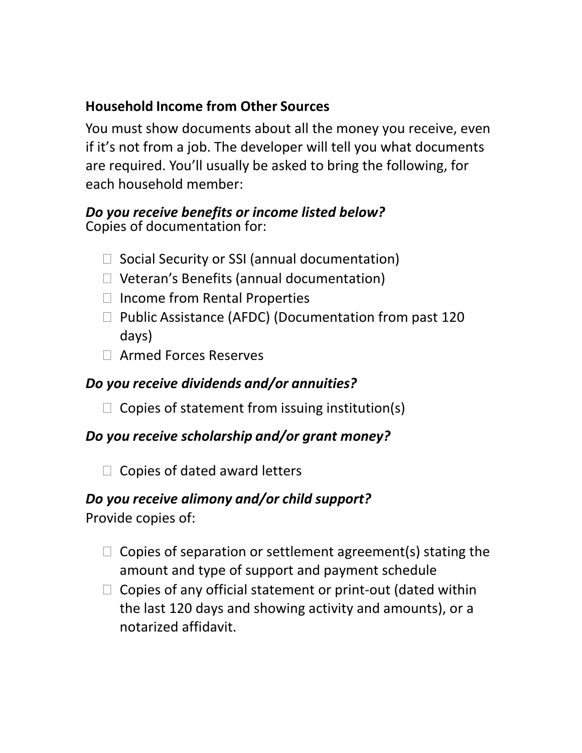## Household Income from Other Sources

You must show documents about all the money you receive, even if it's not from a job. The developer will tell you what documents are required. You'll usually be asked to bring the following, for each household member:

***Do you receive benefits or income listed below?***
Copies of documentation for:

- Social Security or SSI (annual documentation)
- Veteran's Benefits (annual documentation)
- Income from Rental Properties
- Public Assistance (AFDC) (Documentation from past 120 days)
- Armed Forces Reserves

***Do you receive dividends and/or annuities?***

- Copies of statement from issuing institution(s)

***Do you receive scholarship and/or grant money?***

- Copies of dated award letters

***Do you receive alimony and/or child support?***
Provide copies of:

- Copies of separation or settlement agreement(s) stating the amount and type of support and payment schedule
- Copies of any official statement or print-out (dated within the last 120 days and showing activity and amounts), or a notarized affidavit.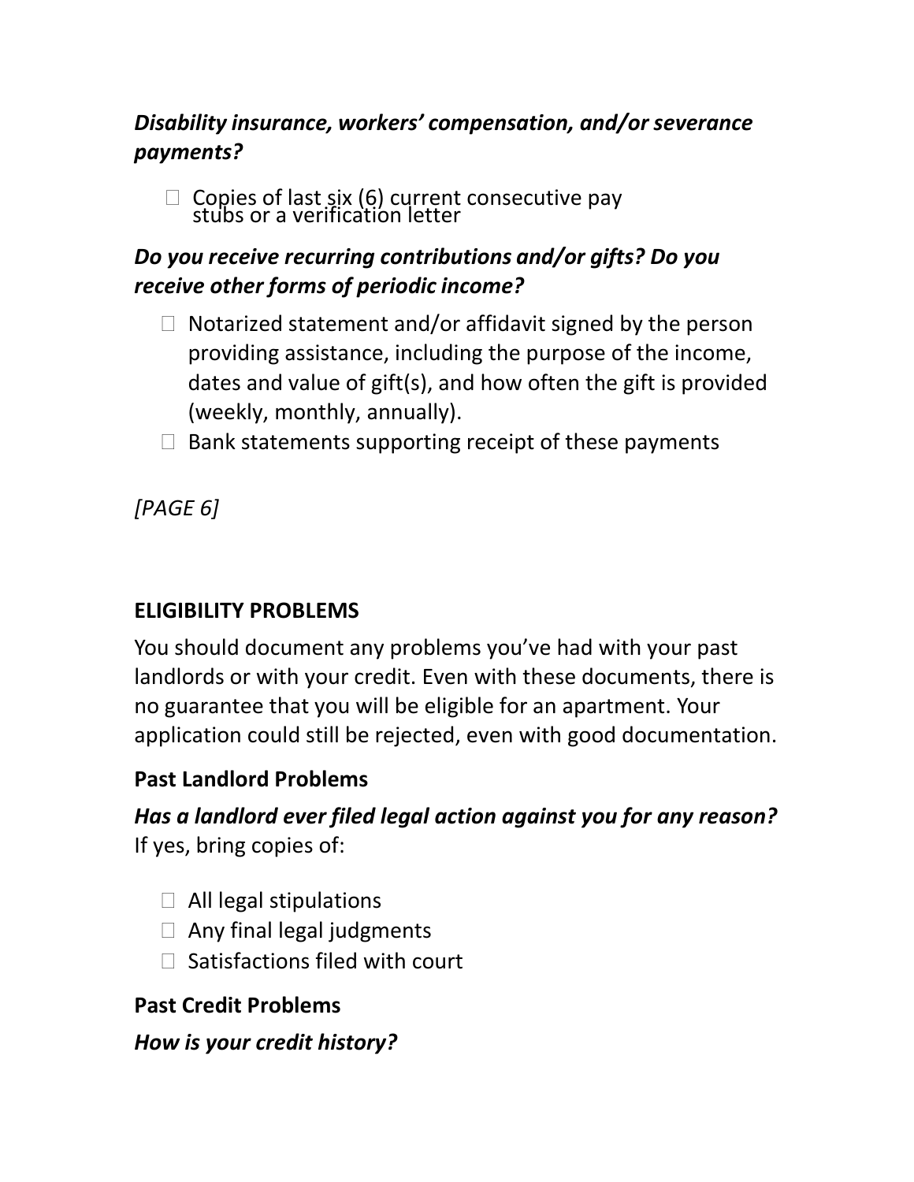***Disability insurance, workers' compensation, and/or severance payments?***

- Copies of last six (6) current consecutive pay stubs or a verification letter

***Do you receive recurring contributions and/or gifts? Do you receive other forms of periodic income?***

- Notarized statement and/or affidavit signed by the person providing assistance, including the purpose of the income, dates and value of gift(s), and how often the gift is provided (weekly, monthly, annually).
- Bank statements supporting receipt of these payments

*[PAGE 6]*

## ELIGIBILITY PROBLEMS

You should document any problems you've had with your past landlords or with your credit. Even with these documents, there is no guarantee that you will be eligible for an apartment. Your application could still be rejected, even with good documentation.

### Past Landlord Problems

***Has a landlord ever filed legal action against you for any reason?*** If yes, bring copies of:

- All legal stipulations
- Any final legal judgments
- Satisfactions filed with court

### Past Credit Problems

***How is your credit history?***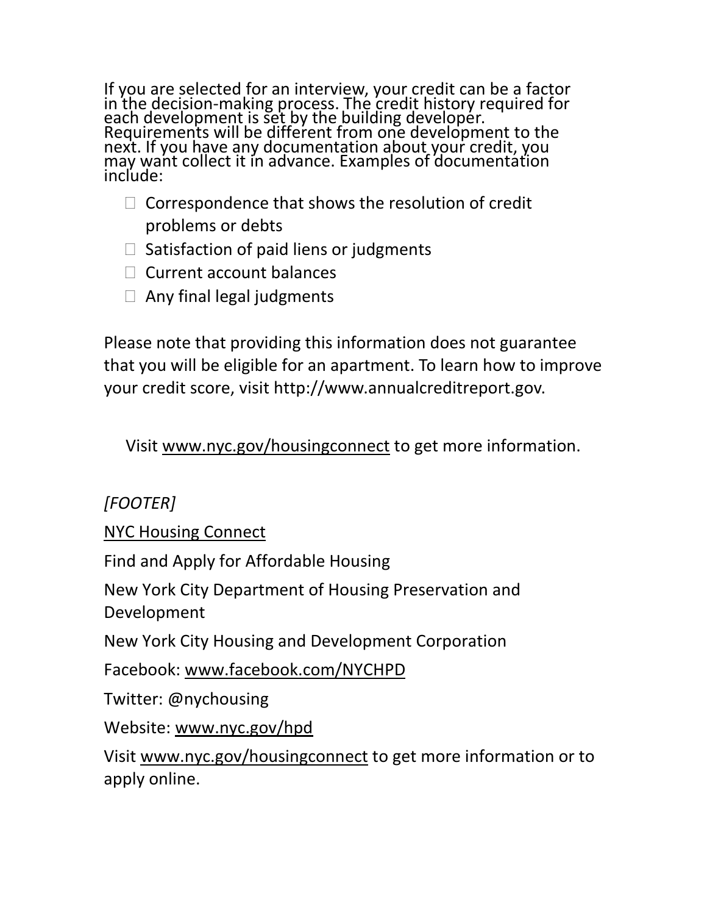If you are selected for an interview, your credit can be a factor in the decision-making process. The credit history required for each development is set by the building developer. Requirements will be different from one development to the next. If you have any documentation about your credit, you may want collect it in advance. Examples of documentation include:

- Correspondence that shows the resolution of credit problems or debts
- Satisfaction of paid liens or judgments
- Current account balances
- Any final legal judgments

Please note that providing this information does not guarantee that you will be eligible for an apartment. To learn how to improve your credit score, visit http://www.annualcreditreport.gov.

Visit www.nyc.gov/housingconnect to get more information.

*[FOOTER]*

NYC Housing Connect

Find and Apply for Affordable Housing

New York City Department of Housing Preservation and Development

New York City Housing and Development Corporation

Facebook: www.facebook.com/NYCHPD

Twitter: @nychousing

Website: www.nyc.gov/hpd

Visit www.nyc.gov/housingconnect to get more information or to apply online.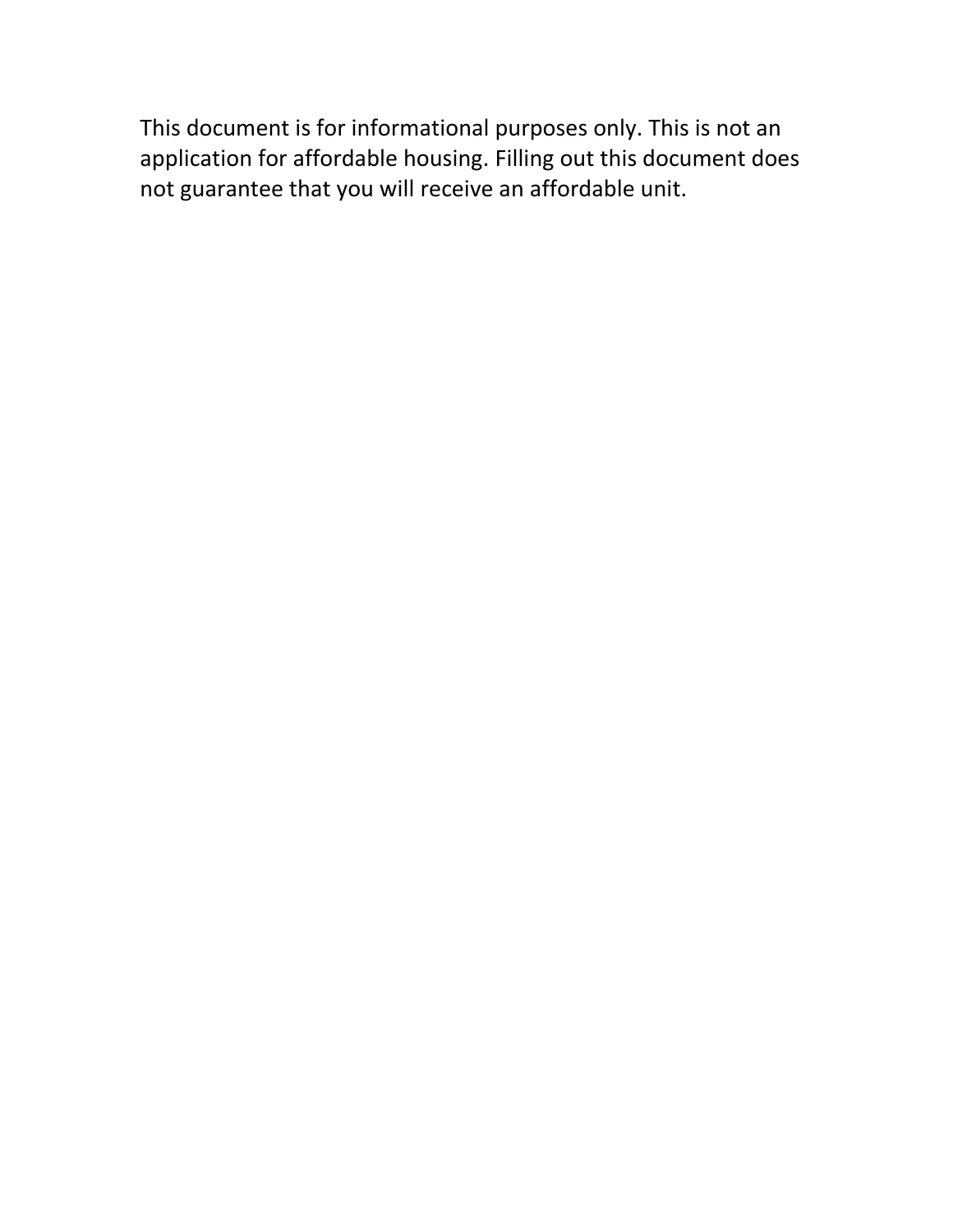This document is for informational purposes only. This is not an application for affordable housing. Filling out this document does not guarantee that you will receive an affordable unit.